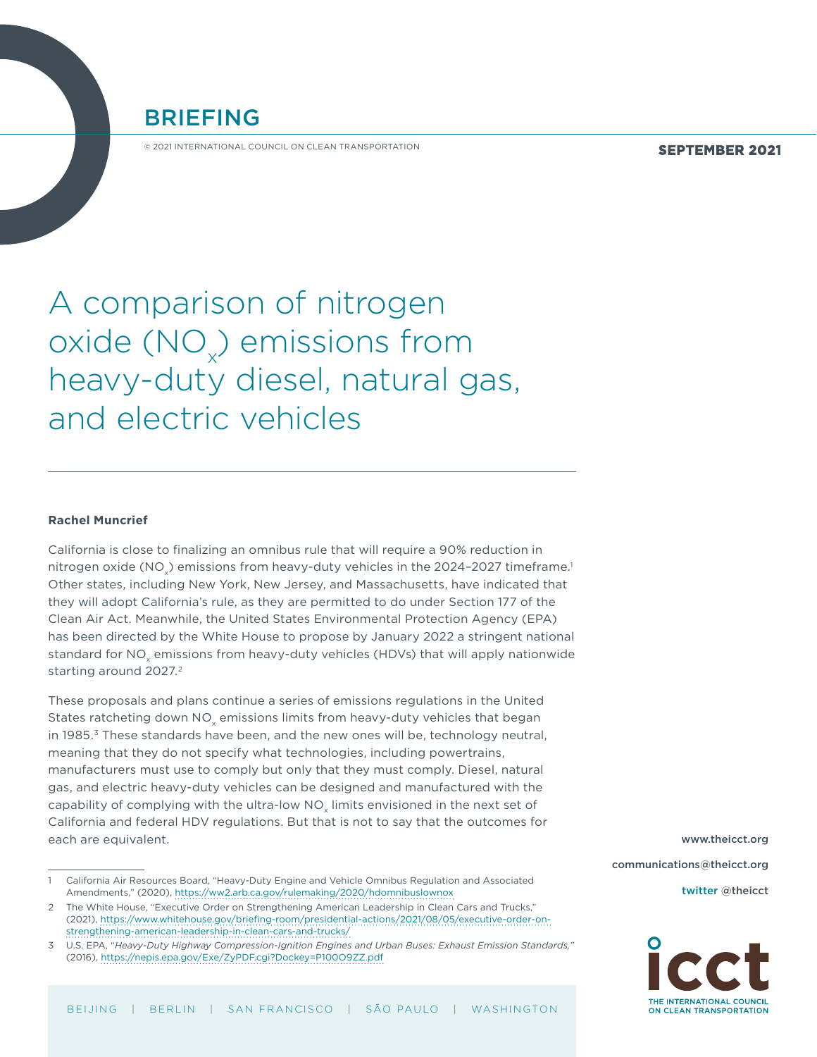BRIEFING

© 2021 INTERNATIONAL COUNCIL ON CLEAN TRANSPORTATION

SEPTEMBER 2021

# A comparison of nitrogen oxide ($NO_x$) emissions from heavy-duty diesel, natural gas, and electric vehicles

**Rachel Muncrief**

California is close to finalizing an omnibus rule that will require a 90% reduction in nitrogen oxide ($NO_x$) emissions from heavy-duty vehicles in the 2024–2027 timeframe.[1] Other states, including New York, New Jersey, and Massachusetts, have indicated that they will adopt California's rule, as they are permitted to do under Section 177 of the Clean Air Act. Meanwhile, the United States Environmental Protection Agency (EPA) has been directed by the White House to propose by January 2022 a stringent national standard for $NO_x$ emissions from heavy-duty vehicles (HDVs) that will apply nationwide starting around 2027.[2]

These proposals and plans continue a series of emissions regulations in the United States ratcheting down $NO_x$ emissions limits from heavy-duty vehicles that began in 1985.[3] These standards have been, and the new ones will be, technology neutral, meaning that they do not specify what technologies, including powertrains, manufacturers must use to comply but only that they must comply. Diesel, natural gas, and electric heavy-duty vehicles can be designed and manufactured with the capability of complying with the ultra-low $NO_x$ limits envisioned in the next set of California and federal HDV regulations. But that is not to say that the outcomes for each are equivalent.

1 California Air Resources Board, "Heavy-Duty Engine and Vehicle Omnibus Regulation and Associated Amendments," (2020), https://ww2.arb.ca.gov/rulemaking/2020/hdomnibuslownox

2 The White House, "Executive Order on Strengthening American Leadership in Clean Cars and Trucks," (2021), https://www.whitehouse.gov/briefing-room/presidential-actions/2021/08/05/executive-order-on-strengthening-american-leadership-in-clean-cars-and-trucks/

3 U.S. EPA, "*Heavy-Duty Highway Compression-Ignition Engines and Urban Buses: Exhaust Emission Standards,*" (2016), https://nepis.epa.gov/Exe/ZyPDF.cgi?Dockey=P100O9ZZ.pdf

www.theicct.org

communications@theicct.org

twitter @theicct

BEIJING | BERLIN | SAN FRANCISCO | SÃO PAULO | WASHINGTON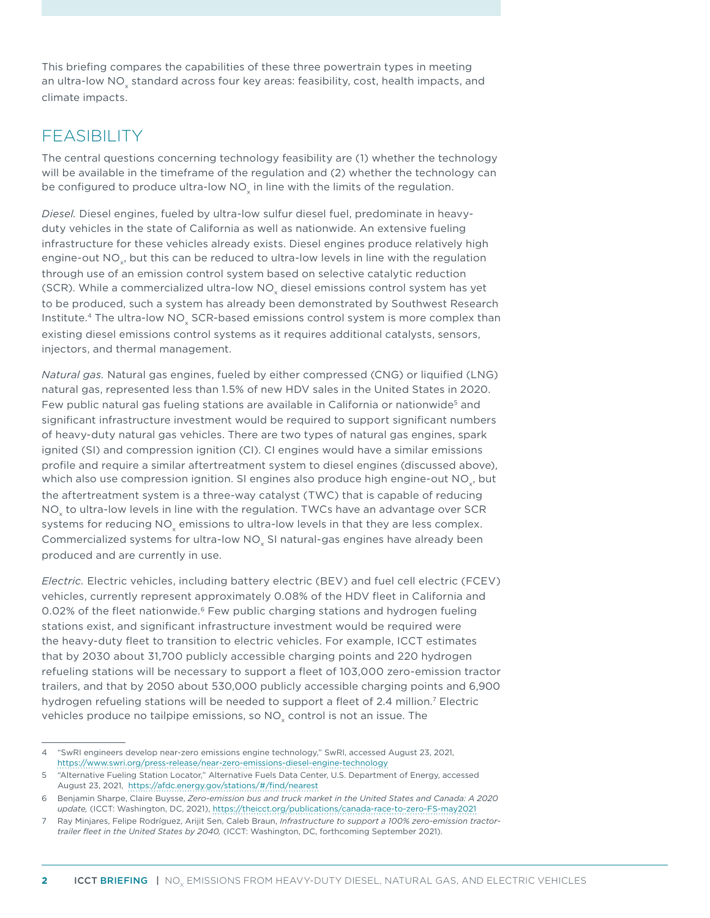This briefing compares the capabilities of these three powertrain types in meeting an ultra-low $NO_x$ standard across four key areas: feasibility, cost, health impacts, and climate impacts.

## FEASIBILITY

The central questions concerning technology feasibility are (1) whether the technology will be available in the timeframe of the regulation and (2) whether the technology can be configured to produce ultra-low $NO_x$ in line with the limits of the regulation.

*Diesel.* Diesel engines, fueled by ultra-low sulfur diesel fuel, predominate in heavy-duty vehicles in the state of California as well as nationwide. An extensive fueling infrastructure for these vehicles already exists. Diesel engines produce relatively high engine-out $NO_x$, but this can be reduced to ultra-low levels in line with the regulation through use of an emission control system based on selective catalytic reduction (SCR). While a commercialized ultra-low $NO_x$ diesel emissions control system has yet to be produced, such a system has already been demonstrated by Southwest Research Institute.[4] The ultra-low $NO_x$ SCR-based emissions control system is more complex than existing diesel emissions control systems as it requires additional catalysts, sensors, injectors, and thermal management.

*Natural gas.* Natural gas engines, fueled by either compressed (CNG) or liquified (LNG) natural gas, represented less than 1.5% of new HDV sales in the United States in 2020. Few public natural gas fueling stations are available in California or nationwide[5] and significant infrastructure investment would be required to support significant numbers of heavy-duty natural gas vehicles. There are two types of natural gas engines, spark ignited (SI) and compression ignition (CI). CI engines would have a similar emissions profile and require a similar aftertreatment system to diesel engines (discussed above), which also use compression ignition. SI engines also produce high engine-out $NO_x$, but the aftertreatment system is a three-way catalyst (TWC) that is capable of reducing $NO_x$ to ultra-low levels in line with the regulation. TWCs have an advantage over SCR systems for reducing $NO_x$ emissions to ultra-low levels in that they are less complex. Commercialized systems for ultra-low $NO_x$ SI natural-gas engines have already been produced and are currently in use.

*Electric.* Electric vehicles, including battery electric (BEV) and fuel cell electric (FCEV) vehicles, currently represent approximately 0.08% of the HDV fleet in California and 0.02% of the fleet nationwide.[6] Few public charging stations and hydrogen fueling stations exist, and significant infrastructure investment would be required were the heavy-duty fleet to transition to electric vehicles. For example, ICCT estimates that by 2030 about 31,700 publicly accessible charging points and 220 hydrogen refueling stations will be necessary to support a fleet of 103,000 zero-emission tractor trailers, and that by 2050 about 530,000 publicly accessible charging points and 6,900 hydrogen refueling stations will be needed to support a fleet of 2.4 million.[7] Electric vehicles produce no tailpipe emissions, so $NO_x$ control is not an issue. The

---

4 "SwRI engineers develop near-zero emissions engine technology," SwRI, accessed August 23, 2021, https://www.swri.org/press-release/near-zero-emissions-diesel-engine-technology

5 "Alternative Fueling Station Locator," Alternative Fuels Data Center, U.S. Department of Energy, accessed August 23, 2021, https://afdc.energy.gov/stations/#/find/nearest

6 Benjamin Sharpe, Claire Buysse, *Zero-emission bus and truck market in the United States and Canada: A 2020 update,* (ICCT: Washington, DC, 2021), https://theicct.org/publications/canada-race-to-zero-FS-may2021

7 Ray Minjares, Felipe Rodríguez, Arijit Sen, Caleb Braun, *Infrastructure to support a 100% zero-emission tractor-trailer fleet in the United States by 2040,* (ICCT: Washington, DC, forthcoming September 2021).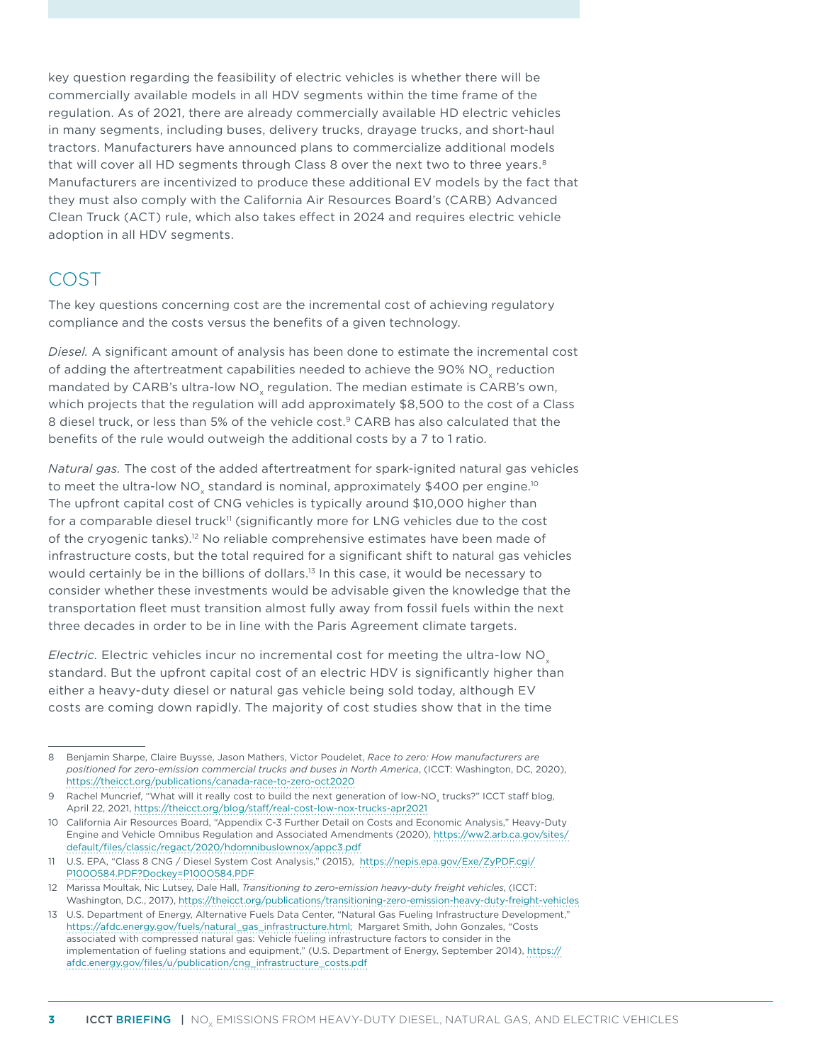key question regarding the feasibility of electric vehicles is whether there will be commercially available models in all HDV segments within the time frame of the regulation. As of 2021, there are already commercially available HD electric vehicles in many segments, including buses, delivery trucks, drayage trucks, and short-haul tractors. Manufacturers have announced plans to commercialize additional models that will cover all HD segments through Class 8 over the next two to three years.[8] Manufacturers are incentivized to produce these additional EV models by the fact that they must also comply with the California Air Resources Board's (CARB) Advanced Clean Truck (ACT) rule, which also takes effect in 2024 and requires electric vehicle adoption in all HDV segments.

## COST

The key questions concerning cost are the incremental cost of achieving regulatory compliance and the costs versus the benefits of a given technology.

*Diesel.* A significant amount of analysis has been done to estimate the incremental cost of adding the aftertreatment capabilities needed to achieve the 90% $NO_x$ reduction mandated by CARB's ultra-low $NO_x$ regulation. The median estimate is CARB's own, which projects that the regulation will add approximately $8,500 to the cost of a Class 8 diesel truck, or less than 5% of the vehicle cost.[9] CARB has also calculated that the benefits of the rule would outweigh the additional costs by a 7 to 1 ratio.

*Natural gas.* The cost of the added aftertreatment for spark-ignited natural gas vehicles to meet the ultra-low $NO_x$ standard is nominal, approximately $400 per engine.[10] The upfront capital cost of CNG vehicles is typically around $10,000 higher than for a comparable diesel truck[11] (significantly more for LNG vehicles due to the cost of the cryogenic tanks).[12] No reliable comprehensive estimates have been made of infrastructure costs, but the total required for a significant shift to natural gas vehicles would certainly be in the billions of dollars.[13] In this case, it would be necessary to consider whether these investments would be advisable given the knowledge that the transportation fleet must transition almost fully away from fossil fuels within the next three decades in order to be in line with the Paris Agreement climate targets.

*Electric.* Electric vehicles incur no incremental cost for meeting the ultra-low $NO_x$ standard. But the upfront capital cost of an electric HDV is significantly higher than either a heavy-duty diesel or natural gas vehicle being sold today, although EV costs are coming down rapidly. The majority of cost studies show that in the time

---

8 Benjamin Sharpe, Claire Buysse, Jason Mathers, Victor Poudelet, *Race to zero: How manufacturers are positioned for zero-emission commercial trucks and buses in North America*, (ICCT: Washington, DC, 2020), https://theicct.org/publications/canada-race-to-zero-oct2020

9 Rachel Muncrief, "What will it really cost to build the next generation of low-$NO_x$ trucks?" ICCT staff blog, April 22, 2021, https://theicct.org/blog/staff/real-cost-low-nox-trucks-apr2021

10 California Air Resources Board, "Appendix C-3 Further Detail on Costs and Economic Analysis," Heavy-Duty Engine and Vehicle Omnibus Regulation and Associated Amendments (2020), https://ww2.arb.ca.gov/sites/default/files/classic/regact/2020/hdomnibuslownox/appc3.pdf

11 U.S. EPA, "Class 8 CNG / Diesel System Cost Analysis," (2015), https://nepis.epa.gov/Exe/ZyPDF.cgi/P100O584.PDF?Dockey=P100O584.PDF

12 Marissa Moultak, Nic Lutsey, Dale Hall, *Transitioning to zero-emission heavy-duty freight vehicles*, (ICCT: Washington, D.C., 2017), https://theicct.org/publications/transitioning-zero-emission-heavy-duty-freight-vehicles

13 U.S. Department of Energy, Alternative Fuels Data Center, "Natural Gas Fueling Infrastructure Development," https://afdc.energy.gov/fuels/natural_gas_infrastructure.html; Margaret Smith, John Gonzales, "Costs associated with compressed natural gas: Vehicle fueling infrastructure factors to consider in the implementation of fueling stations and equipment," (U.S. Department of Energy, September 2014), https://afdc.energy.gov/files/u/publication/cng_infrastructure_costs.pdf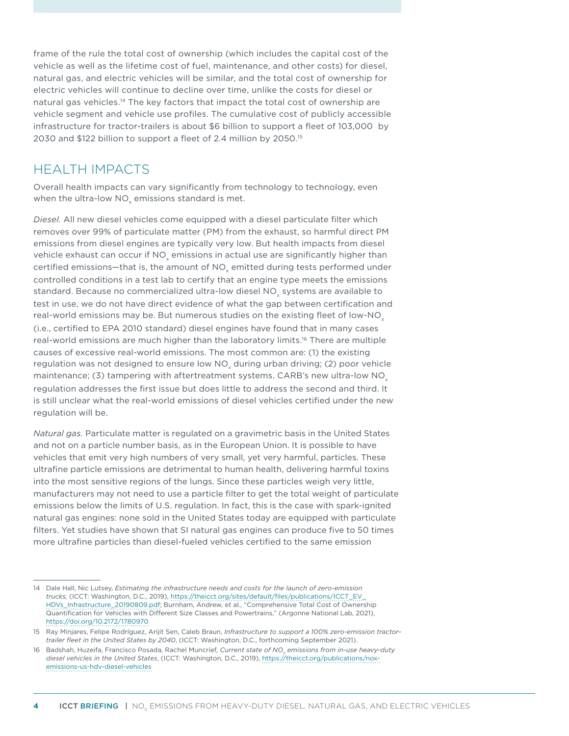frame of the rule the total cost of ownership (which includes the capital cost of the vehicle as well as the lifetime cost of fuel, maintenance, and other costs) for diesel, natural gas, and electric vehicles will be similar, and the total cost of ownership for electric vehicles will continue to decline over time, unlike the costs for diesel or natural gas vehicles.[14] The key factors that impact the total cost of ownership are vehicle segment and vehicle use profiles. The cumulative cost of publicly accessible infrastructure for tractor-trailers is about $6 billion to support a fleet of 103,000 by 2030 and $122 billion to support a fleet of 2.4 million by 2050.[15]

## HEALTH IMPACTS

Overall health impacts can vary significantly from technology to technology, even when the ultra-low $NO_x$ emissions standard is met.

*Diesel.* All new diesel vehicles come equipped with a diesel particulate filter which removes over 99% of particulate matter (PM) from the exhaust, so harmful direct PM emissions from diesel engines are typically very low. But health impacts from diesel vehicle exhaust can occur if $NO_x$ emissions in actual use are significantly higher than certified emissions—that is, the amount of $NO_x$ emitted during tests performed under controlled conditions in a test lab to certify that an engine type meets the emissions standard. Because no commercialized ultra-low diesel $NO_x$ systems are available to test in use, we do not have direct evidence of what the gap between certification and real-world emissions may be. But numerous studies on the existing fleet of low-$NO_x$ (i.e., certified to EPA 2010 standard) diesel engines have found that in many cases real-world emissions are much higher than the laboratory limits.[16] There are multiple causes of excessive real-world emissions. The most common are: (1) the existing regulation was not designed to ensure low $NO_x$ during urban driving; (2) poor vehicle maintenance; (3) tampering with aftertreatment systems. CARB's new ultra-low $NO_x$ regulation addresses the first issue but does little to address the second and third. It is still unclear what the real-world emissions of diesel vehicles certified under the new regulation will be.

*Natural gas.* Particulate matter is regulated on a gravimetric basis in the United States and not on a particle number basis, as in the European Union. It is possible to have vehicles that emit very high numbers of very small, yet very harmful, particles. These ultrafine particle emissions are detrimental to human health, delivering harmful toxins into the most sensitive regions of the lungs. Since these particles weigh very little, manufacturers may not need to use a particle filter to get the total weight of particulate emissions below the limits of U.S. regulation. In fact, this is the case with spark-ignited natural gas engines: none sold in the United States today are equipped with particulate filters. Yet studies have shown that SI natural gas engines can produce five to 50 times more ultrafine particles than diesel-fueled vehicles certified to the same emission

---

14 Dale Hall, Nic Lutsey, *Estimating the infrastructure needs and costs for the launch of zero-emission trucks,* (ICCT: Washington, D.C., 2019), https://theicct.org/sites/default/files/publications/ICCT_EV_HDVs_Infrastructure_20190809.pdf; Burnham, Andrew, et al., "Comprehensive Total Cost of Ownership Quantification for Vehicles with Different Size Classes and Powertrains," (Argonne National Lab, 2021), https://doi.org/10.2172/1780970

15 Ray Minjares, Felipe Rodríguez, Arijit Sen, Caleb Braun, *Infrastructure to support a 100% zero-emission tractor-trailer fleet in the United States by 2040*, (ICCT: Washington, D.C., forthcoming September 2021).

16 Badshah, Huzeifa, Francisco Posada, Rachel Muncrief, *Current state of $NO_x$ emissions from in-use heavy-duty diesel vehicles in the United States*, (ICCT: Washington, D.C., 2019), https://theicct.org/publications/nox-emissions-us-hdv-diesel-vehicles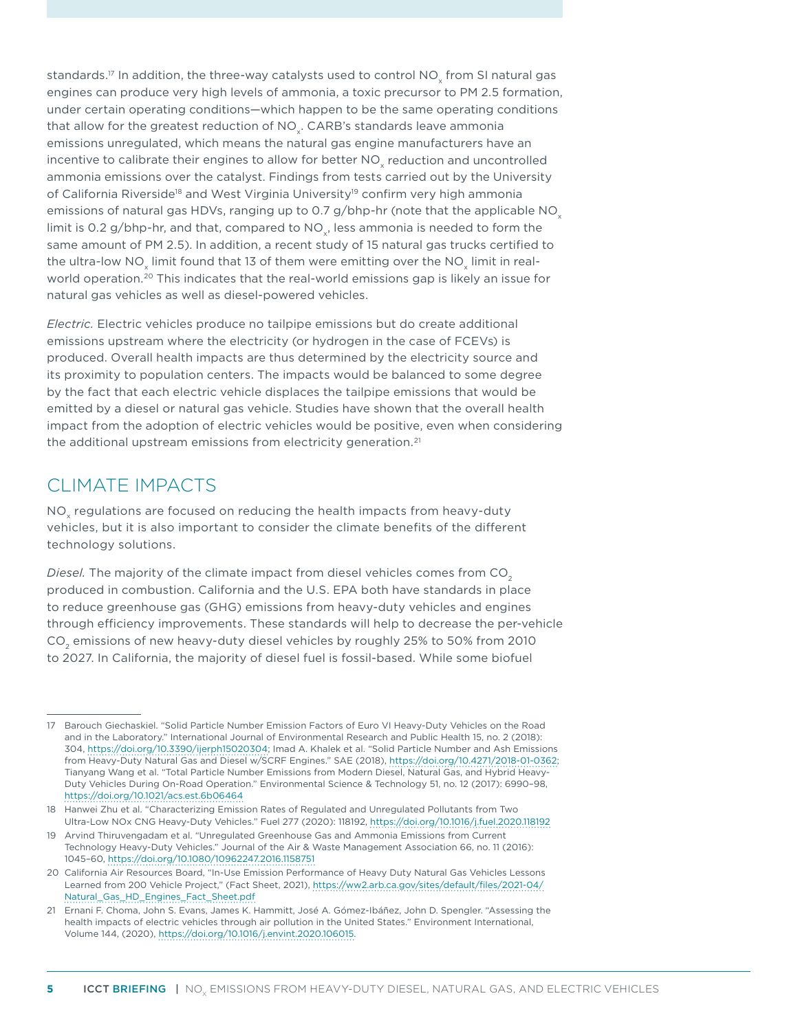standards.[17] In addition, the three-way catalysts used to control $NO_x$ from SI natural gas engines can produce very high levels of ammonia, a toxic precursor to PM 2.5 formation, under certain operating conditions—which happen to be the same operating conditions that allow for the greatest reduction of $NO_x$. CARB's standards leave ammonia emissions unregulated, which means the natural gas engine manufacturers have an incentive to calibrate their engines to allow for better $NO_x$ reduction and uncontrolled ammonia emissions over the catalyst. Findings from tests carried out by the University of California Riverside[18] and West Virginia University[19] confirm very high ammonia emissions of natural gas HDVs, ranging up to 0.7 g/bhp-hr (note that the applicable $NO_x$ limit is 0.2 g/bhp-hr, and that, compared to $NO_x$, less ammonia is needed to form the same amount of PM 2.5). In addition, a recent study of 15 natural gas trucks certified to the ultra-low $NO_x$ limit found that 13 of them were emitting over the $NO_x$ limit in real-world operation.[20] This indicates that the real-world emissions gap is likely an issue for natural gas vehicles as well as diesel-powered vehicles.

*Electric.* Electric vehicles produce no tailpipe emissions but do create additional emissions upstream where the electricity (or hydrogen in the case of FCEVs) is produced. Overall health impacts are thus determined by the electricity source and its proximity to population centers. The impacts would be balanced to some degree by the fact that each electric vehicle displaces the tailpipe emissions that would be emitted by a diesel or natural gas vehicle. Studies have shown that the overall health impact from the adoption of electric vehicles would be positive, even when considering the additional upstream emissions from electricity generation.[21]

## CLIMATE IMPACTS

$NO_x$ regulations are focused on reducing the health impacts from heavy-duty vehicles, but it is also important to consider the climate benefits of the different technology solutions.

*Diesel.* The majority of the climate impact from diesel vehicles comes from $CO_2$ produced in combustion. California and the U.S. EPA both have standards in place to reduce greenhouse gas (GHG) emissions from heavy-duty vehicles and engines through efficiency improvements. These standards will help to decrease the per-vehicle $CO_2$ emissions of new heavy-duty diesel vehicles by roughly 25% to 50% from 2010 to 2027. In California, the majority of diesel fuel is fossil-based. While some biofuel

---

17 Barouch Giechaskiel. "Solid Particle Number Emission Factors of Euro VI Heavy-Duty Vehicles on the Road and in the Laboratory." International Journal of Environmental Research and Public Health 15, no. 2 (2018): 304, https://doi.org/10.3390/ijerph15020304; Imad A. Khalek et al. "Solid Particle Number and Ash Emissions from Heavy-Duty Natural Gas and Diesel w/SCRF Engines." SAE (2018), https://doi.org/10.4271/2018-01-0362; Tianyang Wang et al. "Total Particle Number Emissions from Modern Diesel, Natural Gas, and Hybrid Heavy-Duty Vehicles During On-Road Operation." Environmental Science & Technology 51, no. 12 (2017): 6990–98, https://doi.org/10.1021/acs.est.6b06464

18 Hanwei Zhu et al. "Characterizing Emission Rates of Regulated and Unregulated Pollutants from Two Ultra-Low NOx CNG Heavy-Duty Vehicles." Fuel 277 (2020): 118192, https://doi.org/10.1016/j.fuel.2020.118192

19 Arvind Thiruvengadam et al. "Unregulated Greenhouse Gas and Ammonia Emissions from Current Technology Heavy-Duty Vehicles." Journal of the Air & Waste Management Association 66, no. 11 (2016): 1045–60, https://doi.org/10.1080/10962247.2016.1158751

20 California Air Resources Board, "In-Use Emission Performance of Heavy Duty Natural Gas Vehicles Lessons Learned from 200 Vehicle Project," (Fact Sheet, 2021), https://ww2.arb.ca.gov/sites/default/files/2021-04/Natural_Gas_HD_Engines_Fact_Sheet.pdf

21 Ernani F. Choma, John S. Evans, James K. Hammitt, José A. Gómez-Ibáñez, John D. Spengler. "Assessing the health impacts of electric vehicles through air pollution in the United States." Environment International, Volume 144, (2020), https://doi.org/10.1016/j.envint.2020.106015.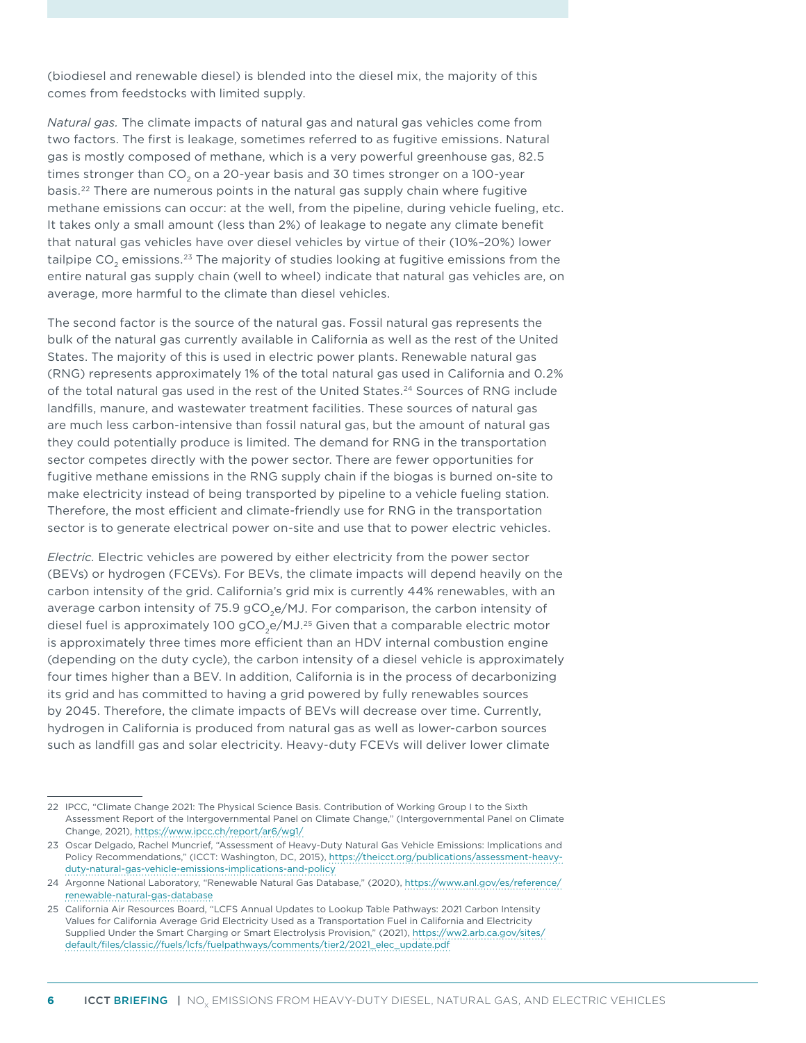(biodiesel and renewable diesel) is blended into the diesel mix, the majority of this comes from feedstocks with limited supply.

*Natural gas.* The climate impacts of natural gas and natural gas vehicles come from two factors. The first is leakage, sometimes referred to as fugitive emissions. Natural gas is mostly composed of methane, which is a very powerful greenhouse gas, 82.5 times stronger than $CO_2$ on a 20-year basis and 30 times stronger on a 100-year basis.[22] There are numerous points in the natural gas supply chain where fugitive methane emissions can occur: at the well, from the pipeline, during vehicle fueling, etc. It takes only a small amount (less than 2%) of leakage to negate any climate benefit that natural gas vehicles have over diesel vehicles by virtue of their (10%–20%) lower tailpipe $CO_2$ emissions.[23] The majority of studies looking at fugitive emissions from the entire natural gas supply chain (well to wheel) indicate that natural gas vehicles are, on average, more harmful to the climate than diesel vehicles.

The second factor is the source of the natural gas. Fossil natural gas represents the bulk of the natural gas currently available in California as well as the rest of the United States. The majority of this is used in electric power plants. Renewable natural gas (RNG) represents approximately 1% of the total natural gas used in California and 0.2% of the total natural gas used in the rest of the United States.[24] Sources of RNG include landfills, manure, and wastewater treatment facilities. These sources of natural gas are much less carbon-intensive than fossil natural gas, but the amount of natural gas they could potentially produce is limited. The demand for RNG in the transportation sector competes directly with the power sector. There are fewer opportunities for fugitive methane emissions in the RNG supply chain if the biogas is burned on-site to make electricity instead of being transported by pipeline to a vehicle fueling station. Therefore, the most efficient and climate-friendly use for RNG in the transportation sector is to generate electrical power on-site and use that to power electric vehicles.

*Electric.* Electric vehicles are powered by either electricity from the power sector (BEVs) or hydrogen (FCEVs). For BEVs, the climate impacts will depend heavily on the carbon intensity of the grid. California's grid mix is currently 44% renewables, with an average carbon intensity of 75.9 $gCO_2e/MJ$. For comparison, the carbon intensity of diesel fuel is approximately 100 $gCO_2e/MJ$.[25] Given that a comparable electric motor is approximately three times more efficient than an HDV internal combustion engine (depending on the duty cycle), the carbon intensity of a diesel vehicle is approximately four times higher than a BEV. In addition, California is in the process of decarbonizing its grid and has committed to having a grid powered by fully renewables sources by 2045. Therefore, the climate impacts of BEVs will decrease over time. Currently, hydrogen in California is produced from natural gas as well as lower-carbon sources such as landfill gas and solar electricity. Heavy-duty FCEVs will deliver lower climate

---

22 IPCC, "Climate Change 2021: The Physical Science Basis. Contribution of Working Group I to the Sixth Assessment Report of the Intergovernmental Panel on Climate Change," (Intergovernmental Panel on Climate Change, 2021), https://www.ipcc.ch/report/ar6/wg1/

23 Oscar Delgado, Rachel Muncrief, "Assessment of Heavy-Duty Natural Gas Vehicle Emissions: Implications and Policy Recommendations," (ICCT: Washington, DC, 2015), https://theicct.org/publications/assessment-heavy-duty-natural-gas-vehicle-emissions-implications-and-policy

24 Argonne National Laboratory, "Renewable Natural Gas Database," (2020), https://www.anl.gov/es/reference/renewable-natural-gas-database

25 California Air Resources Board, "LCFS Annual Updates to Lookup Table Pathways: 2021 Carbon Intensity Values for California Average Grid Electricity Used as a Transportation Fuel in California and Electricity Supplied Under the Smart Charging or Smart Electrolysis Provision," (2021), https://ww2.arb.ca.gov/sites/default/files/classic//fuels/lcfs/fuelpathways/comments/tier2/2021_elec_update.pdf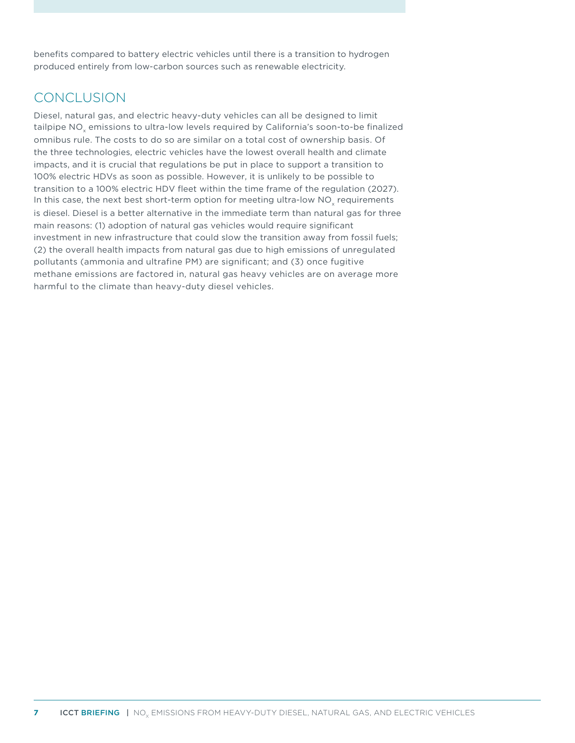benefits compared to battery electric vehicles until there is a transition to hydrogen produced entirely from low-carbon sources such as renewable electricity.

## CONCLUSION

Diesel, natural gas, and electric heavy-duty vehicles can all be designed to limit tailpipe $NO_x$ emissions to ultra-low levels required by California's soon-to-be finalized omnibus rule. The costs to do so are similar on a total cost of ownership basis. Of the three technologies, electric vehicles have the lowest overall health and climate impacts, and it is crucial that regulations be put in place to support a transition to 100% electric HDVs as soon as possible. However, it is unlikely to be possible to transition to a 100% electric HDV fleet within the time frame of the regulation (2027). In this case, the next best short-term option for meeting ultra-low $NO_x$ requirements is diesel. Diesel is a better alternative in the immediate term than natural gas for three main reasons: (1) adoption of natural gas vehicles would require significant investment in new infrastructure that could slow the transition away from fossil fuels; (2) the overall health impacts from natural gas due to high emissions of unregulated pollutants (ammonia and ultrafine PM) are significant; and (3) once fugitive methane emissions are factored in, natural gas heavy vehicles are on average more harmful to the climate than heavy-duty diesel vehicles.